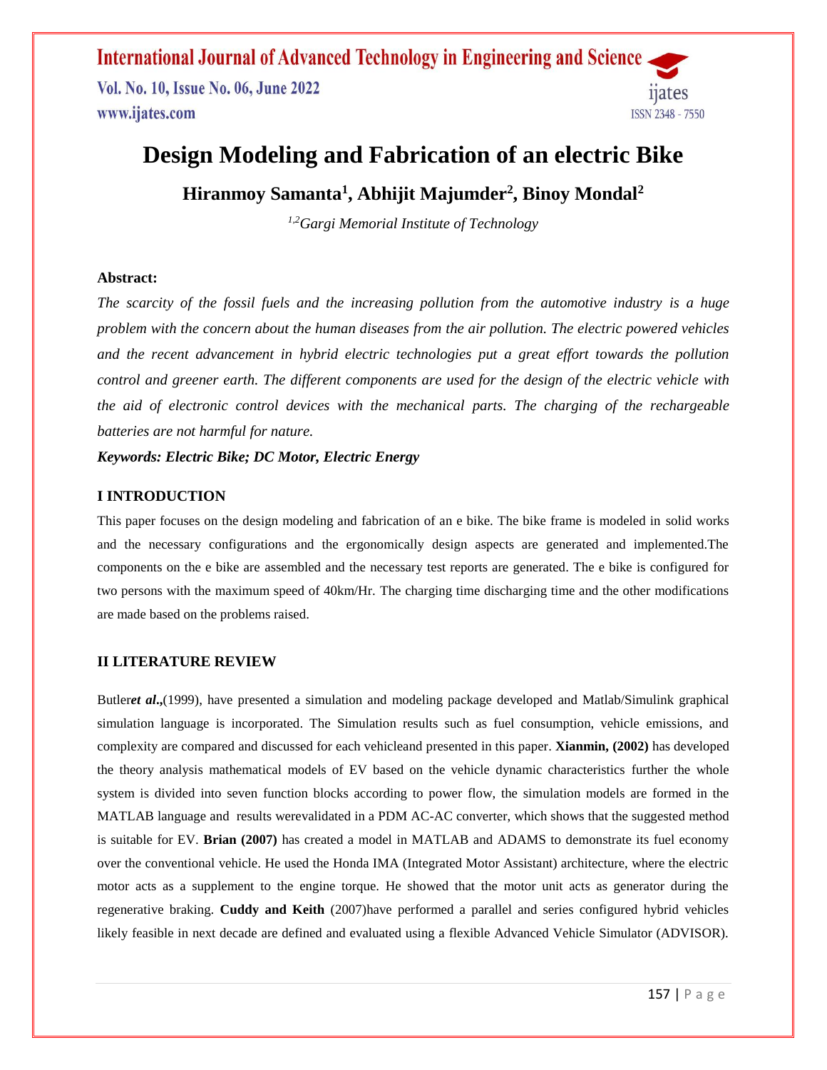# Design Modeling and Fabrication of an electric Bike

**Hiranmoy Samanta[1], Abhijit Majumder[2], Binoy Mondal[2]**

*[1,2]Gargi Memorial Institute of Technology*

**Abstract:**

*The scarcity of the fossil fuels and the increasing pollution from the automotive industry is a huge problem with the concern about the human diseases from the air pollution. The electric powered vehicles and the recent advancement in hybrid electric technologies put a great effort towards the pollution control and greener earth. The different components are used for the design of the electric vehicle with the aid of electronic control devices with the mechanical parts. The charging of the rechargeable batteries are not harmful for nature.*

***Keywords: Electric Bike; DC Motor, Electric Energy***

## I INTRODUCTION

This paper focuses on the design modeling and fabrication of an e bike. The bike frame is modeled in solid works and the necessary configurations and the ergonomically design aspects are generated and implemented.The components on the e bike are assembled and the necessary test reports are generated. The e bike is configured for two persons with the maximum speed of 40km/Hr. The charging time discharging time and the other modifications are made based on the problems raised.

## II LITERATURE REVIEW

Butler***et al*.,**(1999), have presented a simulation and modeling package developed and Matlab/Simulink graphical simulation language is incorporated. The Simulation results such as fuel consumption, vehicle emissions, and complexity are compared and discussed for each vehicleand presented in this paper. **Xianmin, (2002)** has developed the theory analysis mathematical models of EV based on the vehicle dynamic characteristics further the whole system is divided into seven function blocks according to power flow, the simulation models are formed in the MATLAB language and results werevalidated in a PDM AC-AC converter, which shows that the suggested method is suitable for EV. **Brian (2007)** has created a model in MATLAB and ADAMS to demonstrate its fuel economy over the conventional vehicle. He used the Honda IMA (Integrated Motor Assistant) architecture, where the electric motor acts as a supplement to the engine torque. He showed that the motor unit acts as generator during the regenerative braking. **Cuddy and Keith** (2007)have performed a parallel and series configured hybrid vehicles likely feasible in next decade are defined and evaluated using a flexible Advanced Vehicle Simulator (ADVISOR).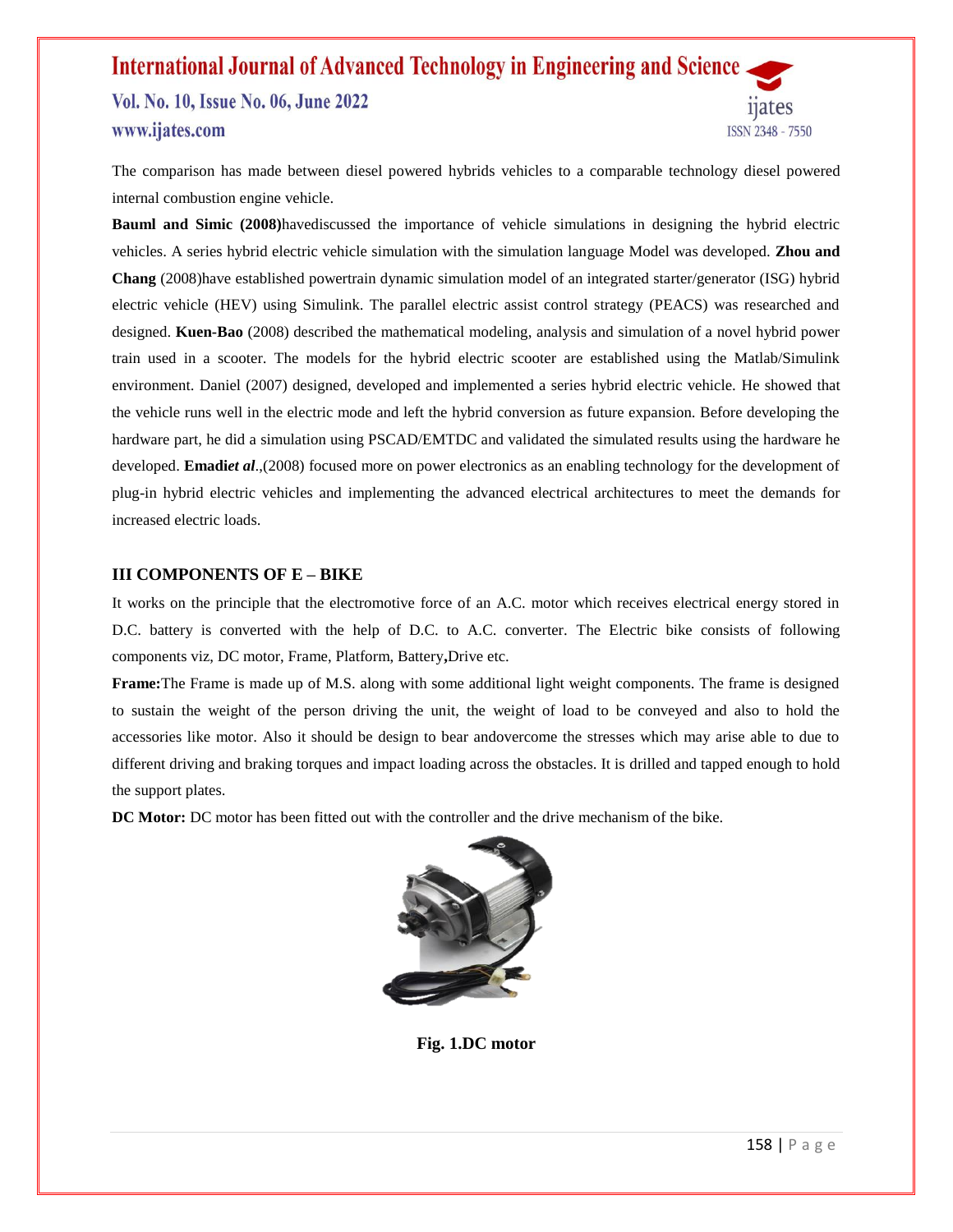The comparison has made between diesel powered hybrids vehicles to a comparable technology diesel powered internal combustion engine vehicle.

**Bauml and Simic (2008)**havediscussed the importance of vehicle simulations in designing the hybrid electric vehicles. A series hybrid electric vehicle simulation with the simulation language Model was developed. **Zhou and Chang** (2008)have established powertrain dynamic simulation model of an integrated starter/generator (ISG) hybrid electric vehicle (HEV) using Simulink. The parallel electric assist control strategy (PEACS) was researched and designed. **Kuen-Bao** (2008) described the mathematical modeling, analysis and simulation of a novel hybrid power train used in a scooter. The models for the hybrid electric scooter are established using the Matlab/Simulink environment. Daniel (2007) designed, developed and implemented a series hybrid electric vehicle. He showed that the vehicle runs well in the electric mode and left the hybrid conversion as future expansion. Before developing the hardware part, he did a simulation using PSCAD/EMTDC and validated the simulated results using the hardware he developed. **Emadi*et al*.**,(2008) focused more on power electronics as an enabling technology for the development of plug-in hybrid electric vehicles and implementing the advanced electrical architectures to meet the demands for increased electric loads.

## III COMPONENTS OF E – BIKE

It works on the principle that the electromotive force of an A.C. motor which receives electrical energy stored in D.C. battery is converted with the help of D.C. to A.C. converter. The Electric bike consists of following components viz, DC motor, Frame, Platform, Battery**,**Drive etc.

**Frame:**The Frame is made up of M.S. along with some additional light weight components. The frame is designed to sustain the weight of the person driving the unit, the weight of load to be conveyed and also to hold the accessories like motor. Also it should be design to bear andovercome the stresses which may arise able to due to different driving and braking torques and impact loading across the obstacles. It is drilled and tapped enough to hold the support plates.

**DC Motor:** DC motor has been fitted out with the controller and the drive mechanism of the bike.

**Fig. 1.DC motor**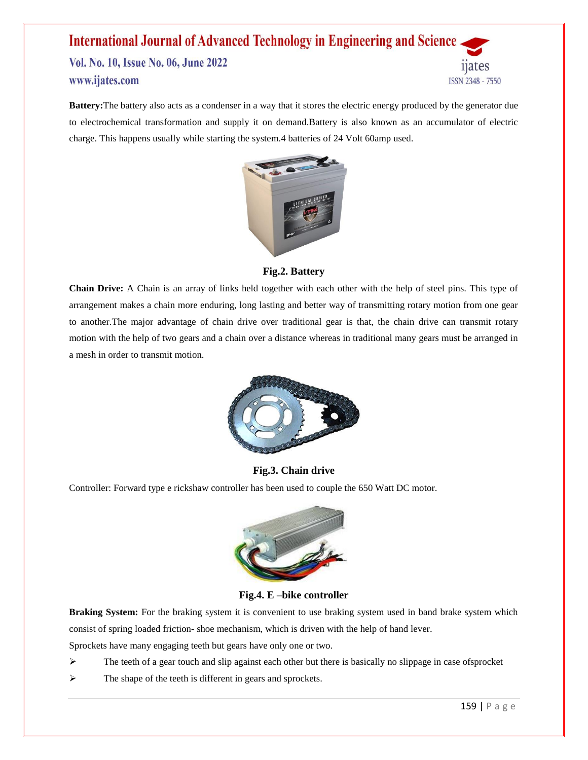**Battery:**The battery also acts as a condenser in a way that it stores the electric energy produced by the generator due to electrochemical transformation and supply it on demand.Battery is also known as an accumulator of electric charge. This happens usually while starting the system.4 batteries of 24 Volt 60amp used.

**Fig.2. Battery**

**Chain Drive:** A Chain is an array of links held together with each other with the help of steel pins. This type of arrangement makes a chain more enduring, long lasting and better way of transmitting rotary motion from one gear to another.The major advantage of chain drive over traditional gear is that, the chain drive can transmit rotary motion with the help of two gears and a chain over a distance whereas in traditional many gears must be arranged in a mesh in order to transmit motion.

**Fig.3. Chain drive**

Controller: Forward type e rickshaw controller has been used to couple the 650 Watt DC motor.

**Fig.4. E –bike controller**

**Braking System:** For the braking system it is convenient to use braking system used in band brake system which consist of spring loaded friction- shoe mechanism, which is driven with the help of hand lever.

Sprockets have many engaging teeth but gears have only one or two.

- The teeth of a gear touch and slip against each other but there is basically no slippage in case ofsprocket
- The shape of the teeth is different in gears and sprockets.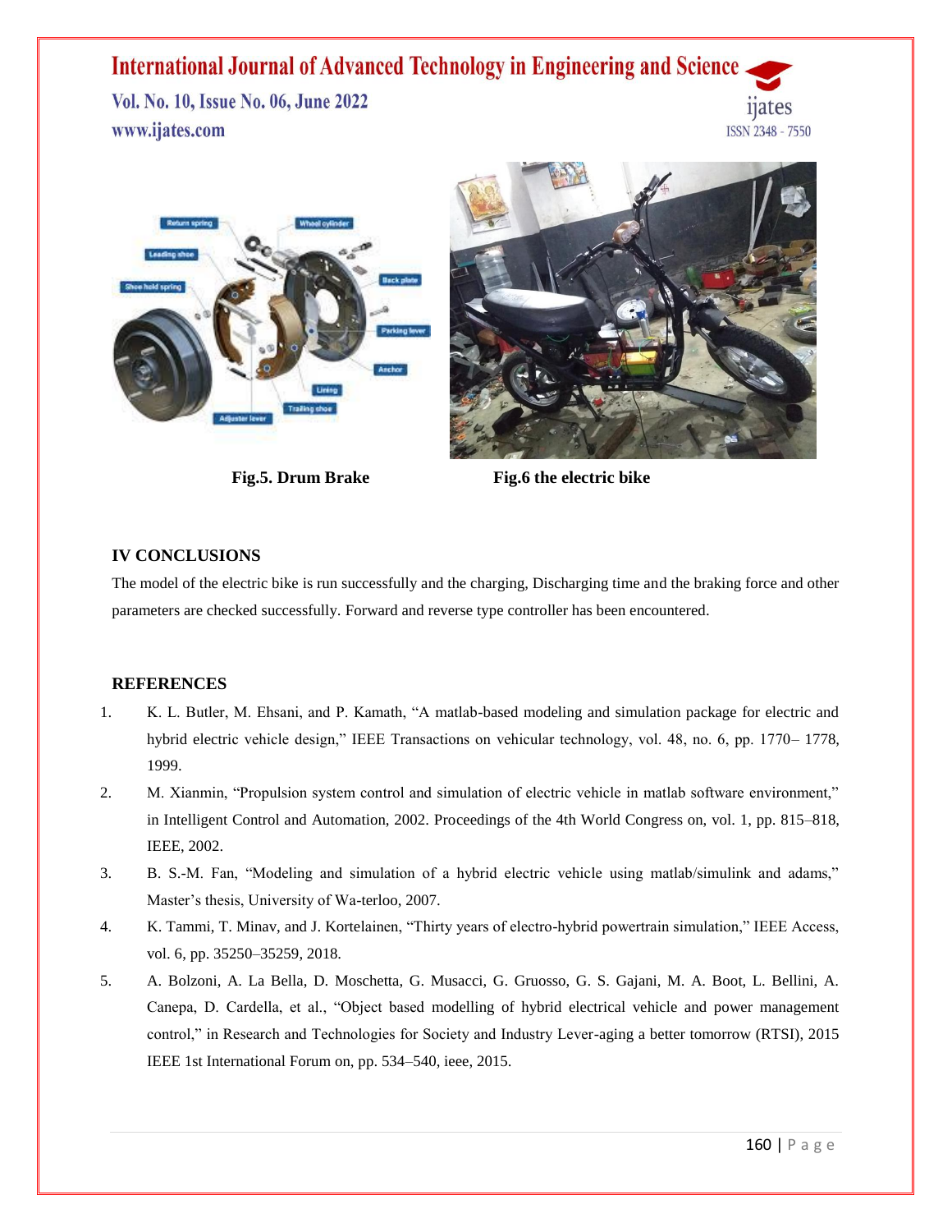Fig.5. Drum Brake

Fig.6 the electric bike

## IV CONCLUSIONS

The model of the electric bike is run successfully and the charging, Discharging time and the braking force and other parameters are checked successfully. Forward and reverse type controller has been encountered.

## REFERENCES

1. K. L. Butler, M. Ehsani, and P. Kamath, "A matlab-based modeling and simulation package for electric and hybrid electric vehicle design," IEEE Transactions on vehicular technology, vol. 48, no. 6, pp. 1770– 1778, 1999.
2. M. Xianmin, "Propulsion system control and simulation of electric vehicle in matlab software environment," in Intelligent Control and Automation, 2002. Proceedings of the 4th World Congress on, vol. 1, pp. 815–818, IEEE, 2002.
3. B. S.-M. Fan, "Modeling and simulation of a hybrid electric vehicle using matlab/simulink and adams," Master's thesis, University of Wa-terloo, 2007.
4. K. Tammi, T. Minav, and J. Kortelainen, "Thirty years of electro-hybrid powertrain simulation," IEEE Access, vol. 6, pp. 35250–35259, 2018.
5. A. Bolzoni, A. La Bella, D. Moschetta, G. Musacci, G. Gruosso, G. S. Gajani, M. A. Boot, L. Bellini, A. Canepa, D. Cardella, et al., "Object based modelling of hybrid electrical vehicle and power management control," in Research and Technologies for Society and Industry Lever-aging a better tomorrow (RTSI), 2015 IEEE 1st International Forum on, pp. 534–540, ieee, 2015.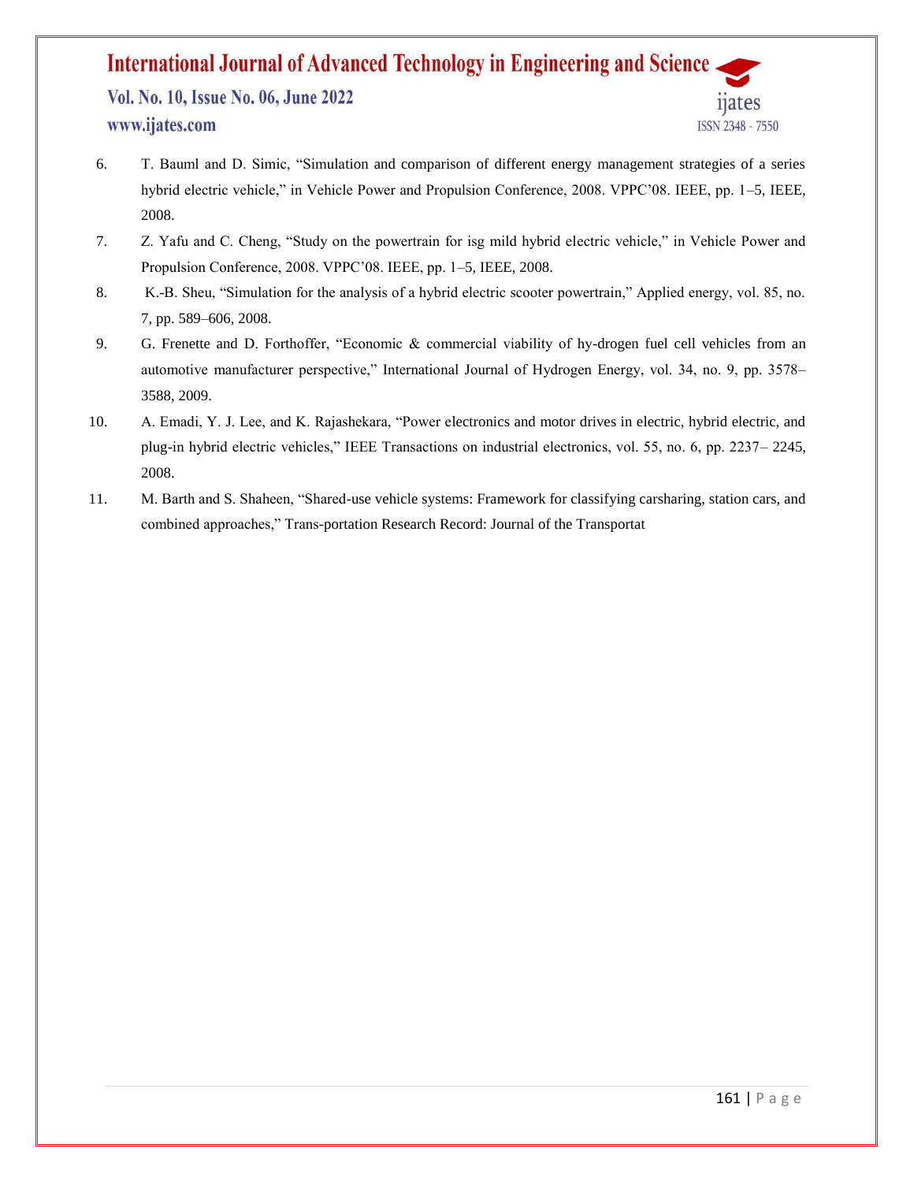6. T. Bauml and D. Simic, "Simulation and comparison of different energy management strategies of a series hybrid electric vehicle," in Vehicle Power and Propulsion Conference, 2008. VPPC'08. IEEE, pp. 1–5, IEEE, 2008.
7. Z. Yafu and C. Cheng, "Study on the powertrain for isg mild hybrid electric vehicle," in Vehicle Power and Propulsion Conference, 2008. VPPC'08. IEEE, pp. 1–5, IEEE, 2008.
8. K.-B. Sheu, "Simulation for the analysis of a hybrid electric scooter powertrain," Applied energy, vol. 85, no. 7, pp. 589–606, 2008.
9. G. Frenette and D. Forthoffer, "Economic & commercial viability of hy-drogen fuel cell vehicles from an automotive manufacturer perspective," International Journal of Hydrogen Energy, vol. 34, no. 9, pp. 3578–3588, 2009.
10. A. Emadi, Y. J. Lee, and K. Rajashekara, "Power electronics and motor drives in electric, hybrid electric, and plug-in hybrid electric vehicles," IEEE Transactions on industrial electronics, vol. 55, no. 6, pp. 2237– 2245, 2008.
11. M. Barth and S. Shaheen, "Shared-use vehicle systems: Framework for classifying carsharing, station cars, and combined approaches," Trans-portation Research Record: Journal of the Transportat